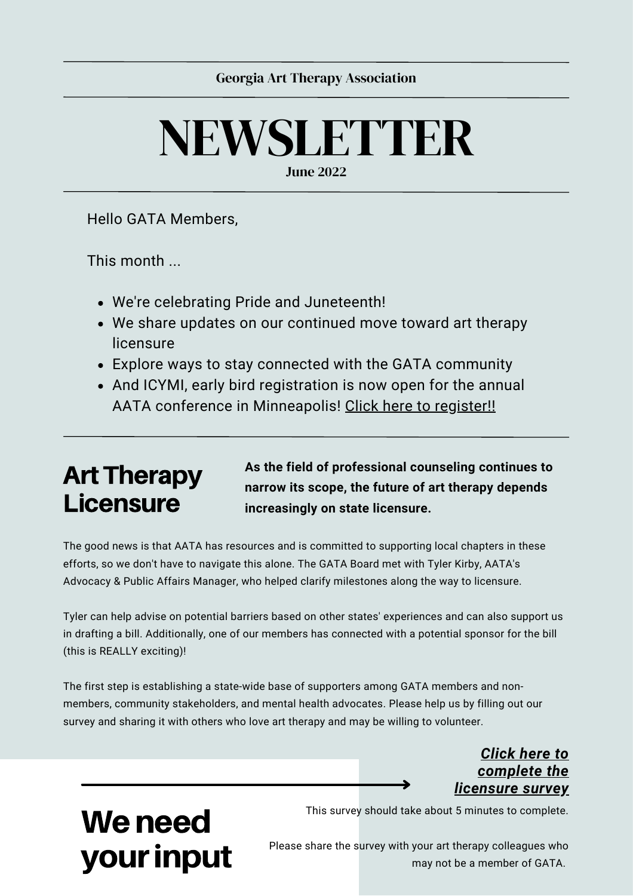Georgia Art Therapy Association

# NEWSLETTER

**June 2022**

Hello GATA Members,

This month ...

- We're celebrating Pride and Juneteenth!
- We share updates on our continued move toward art therapy licensure
- Explore ways to stay connected with the GATA community
- And ICYMI, early bird registration is now open for the annual AATA conference in Minneapolis! Click here to register!!

## Art Therapy Licensure

**As the field of professional counseling continues to narrow its scope, the future of art therapy depends increasingly on state licensure.**

The good news is that AATA has resources and is committed to supporting local chapters in these efforts, so we don't have to navigate this alone. The GATA Board met with Tyler Kirby, AATA's Advocacy & Public Affairs Manager, who helped clarify milestones along the way to licensure.

Tyler can help advise on potential barriers based on other states' experiences and can also support us in drafting a bill. Additionally, one of our members has connected with a potential sponsor for the bill (this is REALLY exciting)!

The first step is establishing a state-wide base of supporters among GATA members and non-members, community stakeholders, and mental health advocates. Please help us by filling out our survey and sharing it with others who love art therapy and may be willing to volunteer.

## We need your input

***Click here to complete the licensure survey***

This survey should take about 5 minutes to complete.

Please share the survey with your art therapy colleagues who may not be a member of GATA.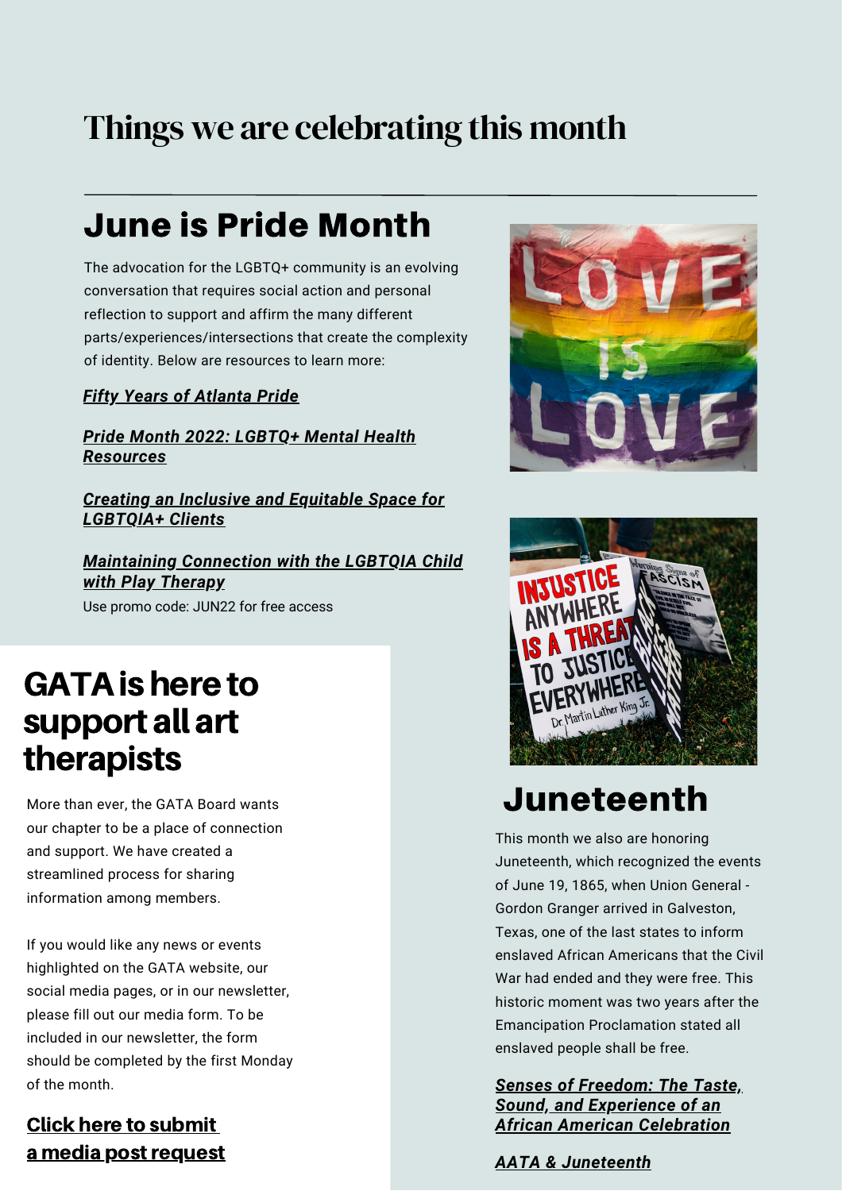# Things we are celebrating this month

## June is Pride Month

The advocation for the LGBTQ+ community is an evolving conversation that requires social action and personal reflection to support and affirm the many different parts/experiences/intersections that create the complexity of identity. Below are resources to learn more:

***Fifty Years of Atlanta Pride***

***Pride Month 2022: LGBTQ+ Mental Health Resources***

***Creating an Inclusive and Equitable Space for LGBTQIA+ Clients***

***Maintaining Connection with the LGBTQIA Child with Play Therapy***
Use promo code: JUN22 for free access

## GATA is here to support all art therapists

More than ever, the GATA Board wants our chapter to be a place of connection and support. We have created a streamlined process for sharing information among members.

If you would like any news or events highlighted on the GATA website, our social media pages, or in our newsletter, please fill out our media form. To be included in our newsletter, the form should be completed by the first Monday of the month.

**Click here to submit a media post request**

## Juneteenth

This month we also are honoring Juneteenth, which recognized the events of June 19, 1865, when Union General - Gordon Granger arrived in Galveston, Texas, one of the last states to inform enslaved African Americans that the Civil War had ended and they were free. This historic moment was two years after the Emancipation Proclamation stated all enslaved people shall be free.

***Senses of Freedom: The Taste, Sound, and Experience of an African American Celebration***

***AATA & Juneteenth***